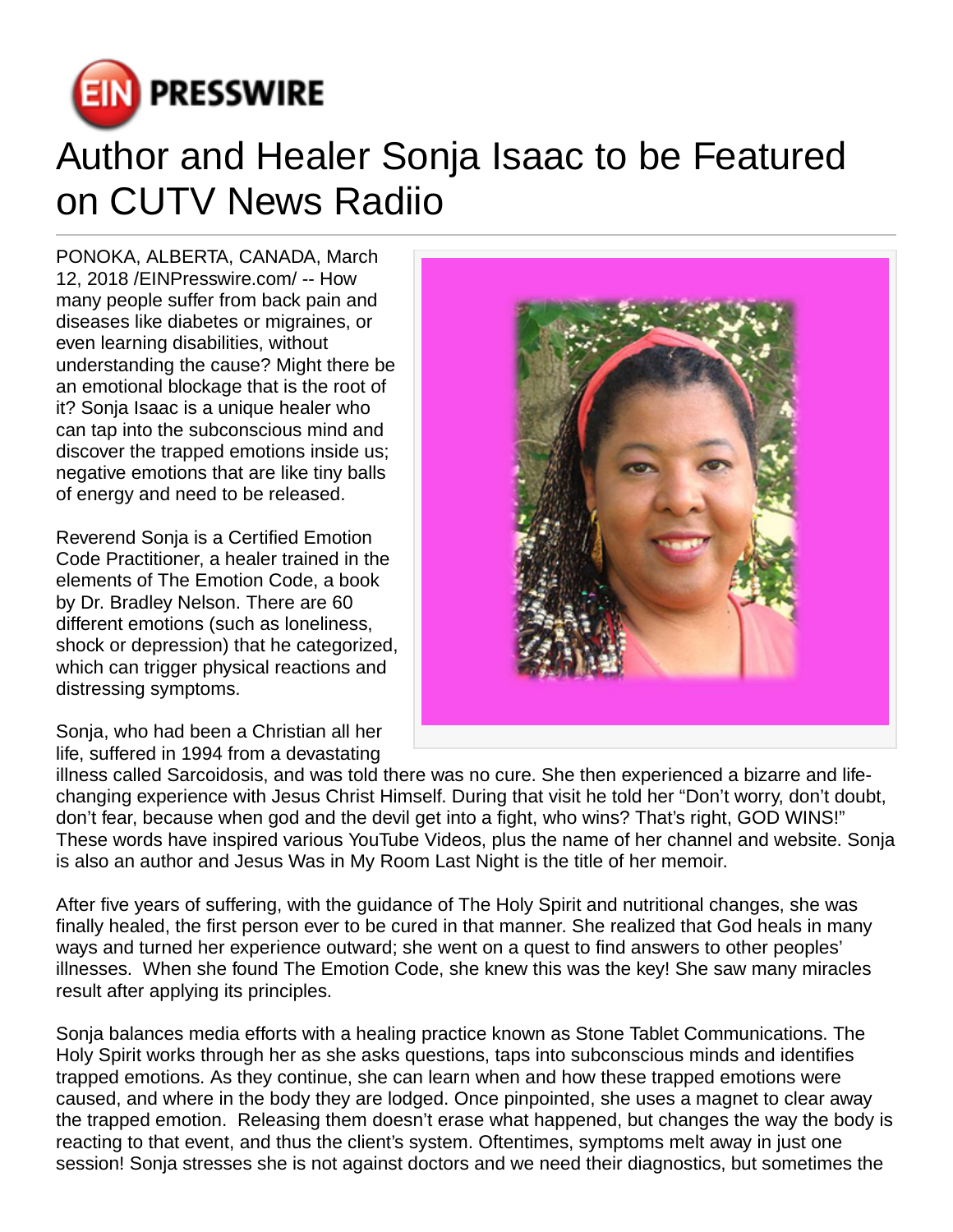# Author and Healer Sonja Isaac to be Featured on CUTV News Radiio

PONOKA, ALBERTA, CANADA, March 12, 2018 /EINPresswire.com/ -- How many people suffer from back pain and diseases like diabetes or migraines, or even learning disabilities, without understanding the cause? Might there be an emotional blockage that is the root of it? Sonja Isaac is a unique healer who can tap into the subconscious mind and discover the trapped emotions inside us; negative emotions that are like tiny balls of energy and need to be released.

Reverend Sonja is a Certified Emotion Code Practitioner, a healer trained in the elements of The Emotion Code, a book by Dr. Bradley Nelson. There are 60 different emotions (such as loneliness, shock or depression) that he categorized, which can trigger physical reactions and distressing symptoms.

Sonja, who had been a Christian all her life, suffered in 1994 from a devastating illness called Sarcoidosis, and was told there was no cure. She then experienced a bizarre and life-changing experience with Jesus Christ Himself. During that visit he told her “Don’t worry, don’t doubt, don’t fear, because when god and the devil get into a fight, who wins? That’s right, GOD WINS!” These words have inspired various YouTube Videos, plus the name of her channel and website. Sonja is also an author and Jesus Was in My Room Last Night is the title of her memoir.

After five years of suffering, with the guidance of The Holy Spirit and nutritional changes, she was finally healed, the first person ever to be cured in that manner. She realized that God heals in many ways and turned her experience outward; she went on a quest to find answers to other peoples’ illnesses. When she found The Emotion Code, she knew this was the key! She saw many miracles result after applying its principles.

Sonja balances media efforts with a healing practice known as Stone Tablet Communications. The Holy Spirit works through her as she asks questions, taps into subconscious minds and identifies trapped emotions. As they continue, she can learn when and how these trapped emotions were caused, and where in the body they are lodged. Once pinpointed, she uses a magnet to clear away the trapped emotion. Releasing them doesn’t erase what happened, but changes the way the body is reacting to that event, and thus the client’s system. Oftentimes, symptoms melt away in just one session! Sonja stresses she is not against doctors and we need their diagnostics, but sometimes the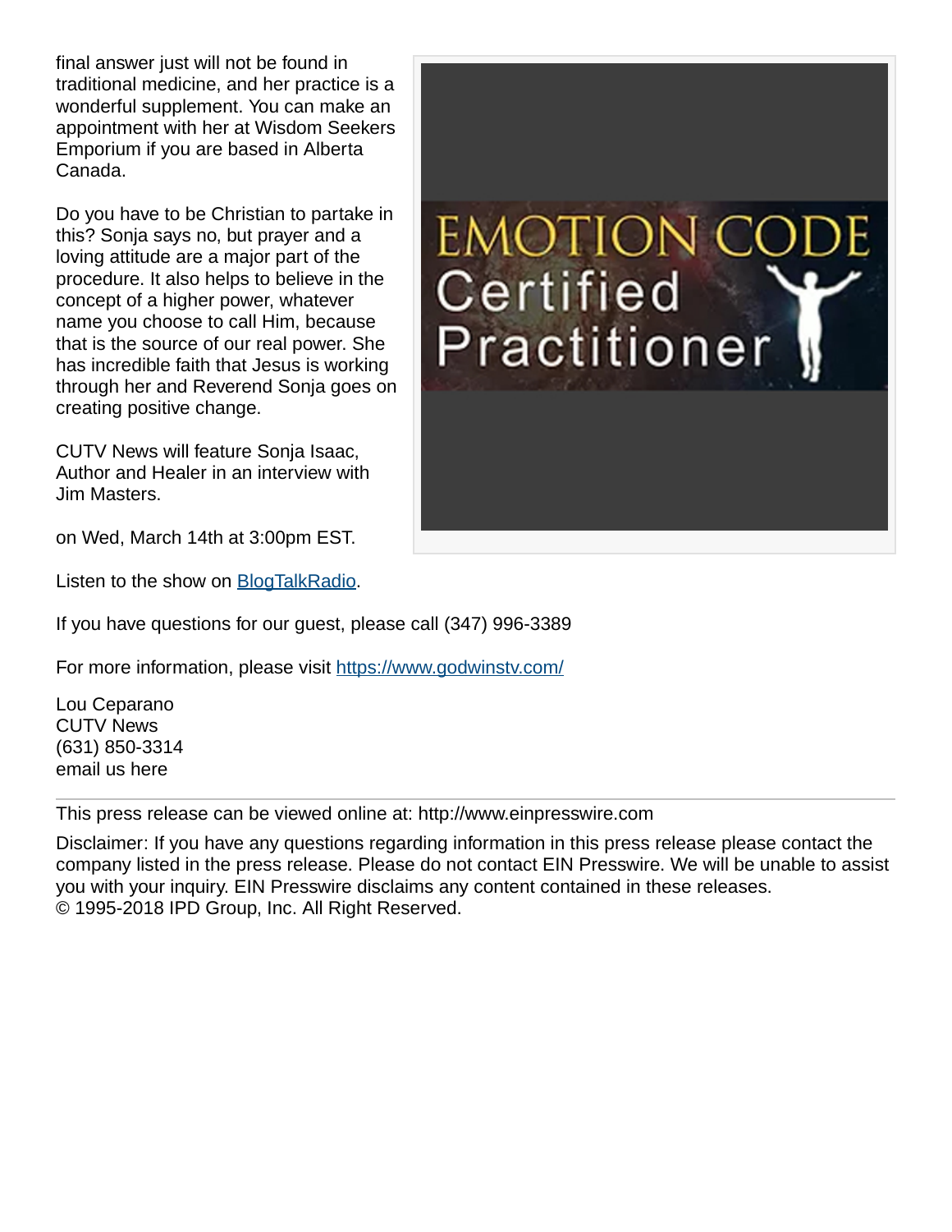final answer just will not be found in traditional medicine, and her practice is a wonderful supplement. You can make an appointment with her at Wisdom Seekers Emporium if you are based in Alberta Canada.

Do you have to be Christian to partake in this? Sonja says no, but prayer and a loving attitude are a major part of the procedure. It also helps to believe in the concept of a higher power, whatever name you choose to call Him, because that is the source of our real power. She has incredible faith that Jesus is working through her and Reverend Sonja goes on creating positive change.

CUTV News will feature Sonja Isaac, Author and Healer in an interview with Jim Masters.

on Wed, March 14th at 3:00pm EST.

Listen to the show on [BlogTalkRadio](BlogTalkRadio).

If you have questions for our guest, please call (347) 996-3389

For more information, please visit [https://www.godwinstv.com/](https://www.godwinstv.com/)

Lou Ceparano
CUTV News
(631) 850-3314
email us here

---

This press release can be viewed online at: http://www.einpresswire.com

Disclaimer: If you have any questions regarding information in this press release please contact the company listed in the press release. Please do not contact EIN Presswire. We will be unable to assist you with your inquiry. EIN Presswire disclaims any content contained in these releases.
© 1995-2018 IPD Group, Inc. All Right Reserved.